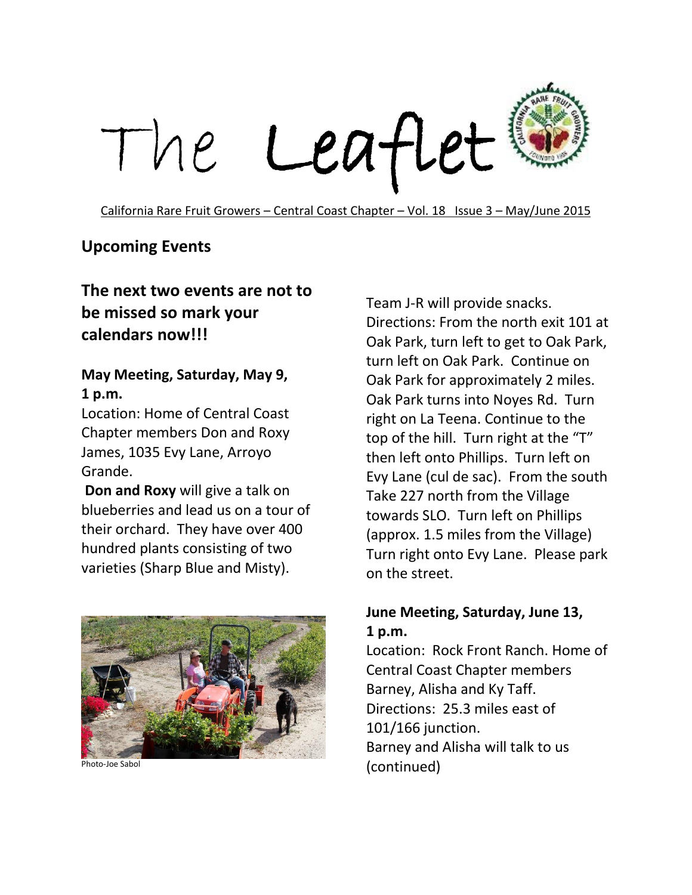# The Leaflet

California Rare Fruit Growers – Central Coast Chapter – Vol. 18 Issue 3 – May/June 2015

## Upcoming Events

### The next two events are not to be missed so mark your calendars now!!!

**May Meeting, Saturday, May 9, 1 p.m.**

Location: Home of Central Coast Chapter members Don and Roxy James, 1035 Evy Lane, Arroyo Grande.

**Don and Roxy** will give a talk on blueberries and lead us on a tour of their orchard. They have over 400 hundred plants consisting of two varieties (Sharp Blue and Misty).

Photo-Joe Sabol

Team J-R will provide snacks.

Directions: From the north exit 101 at Oak Park, turn left to get to Oak Park, turn left on Oak Park. Continue on Oak Park for approximately 2 miles. Oak Park turns into Noyes Rd. Turn right on La Teena. Continue to the top of the hill. Turn right at the "T" then left onto Phillips. Turn left on Evy Lane (cul de sac). From the south Take 227 north from the Village towards SLO. Turn left on Phillips (approx. 1.5 miles from the Village) Turn right onto Evy Lane. Please park on the street.

**June Meeting, Saturday, June 13, 1 p.m.**

Location: Rock Front Ranch. Home of Central Coast Chapter members Barney, Alisha and Ky Taff.

Directions: 25.3 miles east of 101/166 junction.

Barney and Alisha will talk to us (continued)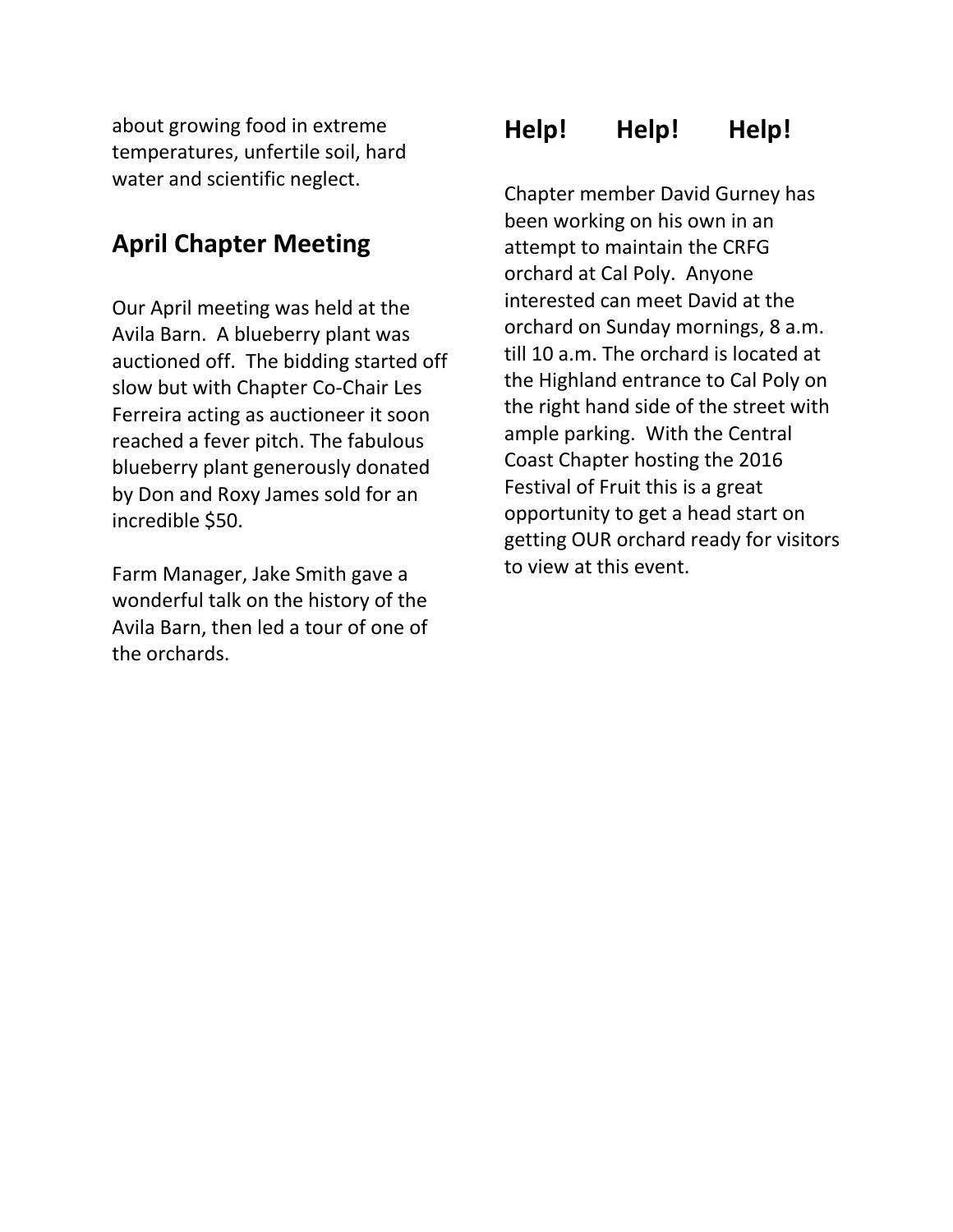about growing food in extreme temperatures, unfertile soil, hard water and scientific neglect.

## April Chapter Meeting

Our April meeting was held at the Avila Barn. A blueberry plant was auctioned off. The bidding started off slow but with Chapter Co-Chair Les Ferreira acting as auctioneer it soon reached a fever pitch. The fabulous blueberry plant generously donated by Don and Roxy James sold for an incredible $50.

Farm Manager, Jake Smith gave a wonderful talk on the history of the Avila Barn, then led a tour of one of the orchards.

## Help! Help! Help!

Chapter member David Gurney has been working on his own in an attempt to maintain the CRFG orchard at Cal Poly. Anyone interested can meet David at the orchard on Sunday mornings, 8 a.m. till 10 a.m. The orchard is located at the Highland entrance to Cal Poly on the right hand side of the street with ample parking. With the Central Coast Chapter hosting the 2016 Festival of Fruit this is a great opportunity to get a head start on getting OUR orchard ready for visitors to view at this event.